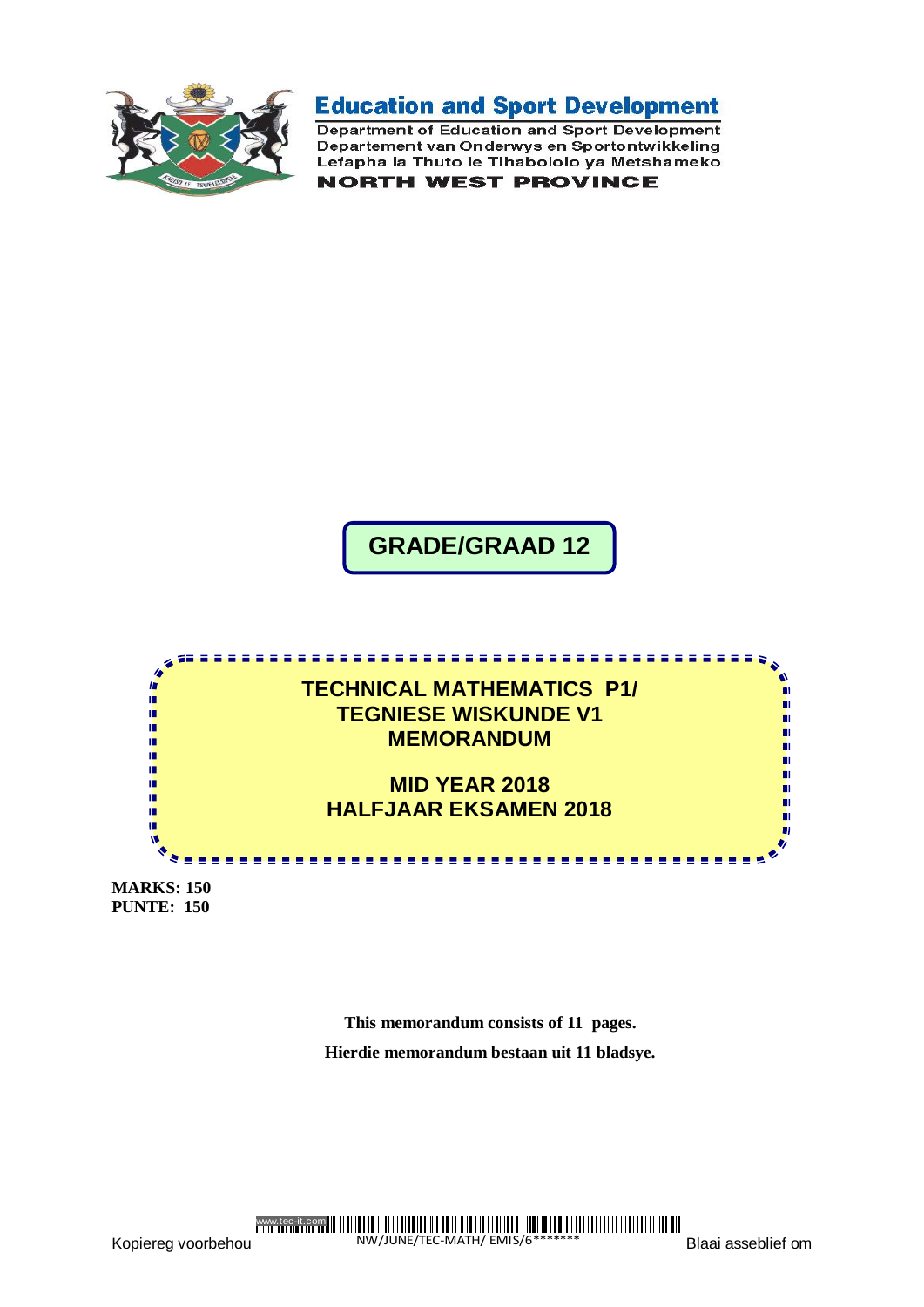# Education and Sport Development

Department of Education and Sport Development
Departement van Onderwys en Sportontwikkeling
Lefapha la Thuto le Tlhabololo ya Metshameko
**NORTH WEST PROVINCE**

## GRADE/GRAAD 12

## TECHNICAL MATHEMATICS P1/
## TEGNIESE WISKUNDE V1
## MEMORANDUM

## MID YEAR 2018
## HALFJAAR EKSAMEN 2018

**MARKS: 150**
**PUNTE: 150**

**This memorandum consists of 11 pages.**
**Hierdie memorandum bestaan uit 11 bladsye.**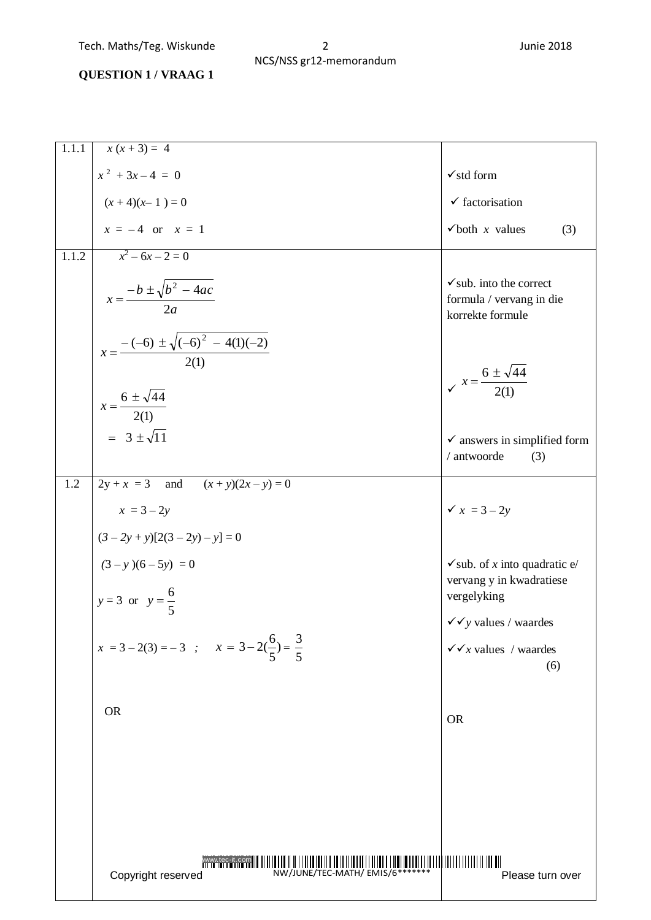**QUESTION 1 / VRAAG 1**

| | | |
|---|---|---|
| 1.1.1 | $x(x + 3) = 4$ | |
| | $x^2 + 3x - 4 = 0$ | ✓std form |
| | $(x + 4)(x - 1) = 0$ | ✓ factorisation |
| | $x = -4$ or $x = 1$ | ✓both $x$ values (3) |
| 1.1.2 | $x^2 - 6x - 2 = 0$ | |
| | $x = \dfrac{-b \pm \sqrt{b^2 - 4ac}}{2a}$ | ✓sub. into the correct formula / vervang in die korrekte formule |
| | $x = \dfrac{-(-6) \pm \sqrt{(-6)^2 - 4(1)(-2)}}{2(1)}$ | |
| | $x = \dfrac{6 \pm \sqrt{44}}{2(1)}$ | ✓ $x = \dfrac{6 \pm \sqrt{44}}{2(1)}$ |
| | $= 3 \pm \sqrt{11}$ | ✓ answers in simplified form / antwoorde (3) |
| 1.2 | $2y + x = 3$ and $(x + y)(2x - y) = 0$ | |
| | $x = 3 - 2y$ | ✓ $x = 3 - 2y$ |
| | $(3 - 2y + y)[2(3 - 2y) - y] = 0$ | |
| | $(3 - y)(6 - 5y) = 0$ | ✓sub. of $x$ into quadratic e/ vervang y in kwadratiese vergelyking |
| | $y = 3$ or $y = \dfrac{6}{5}$ | ✓✓$y$ values / waardes |
| | $x = 3 - 2(3) = -3$ ; $x = 3 - 2(\dfrac{6}{5}) = \dfrac{3}{5}$ | ✓✓$x$ values / waardes (6) |
| | OR | OR |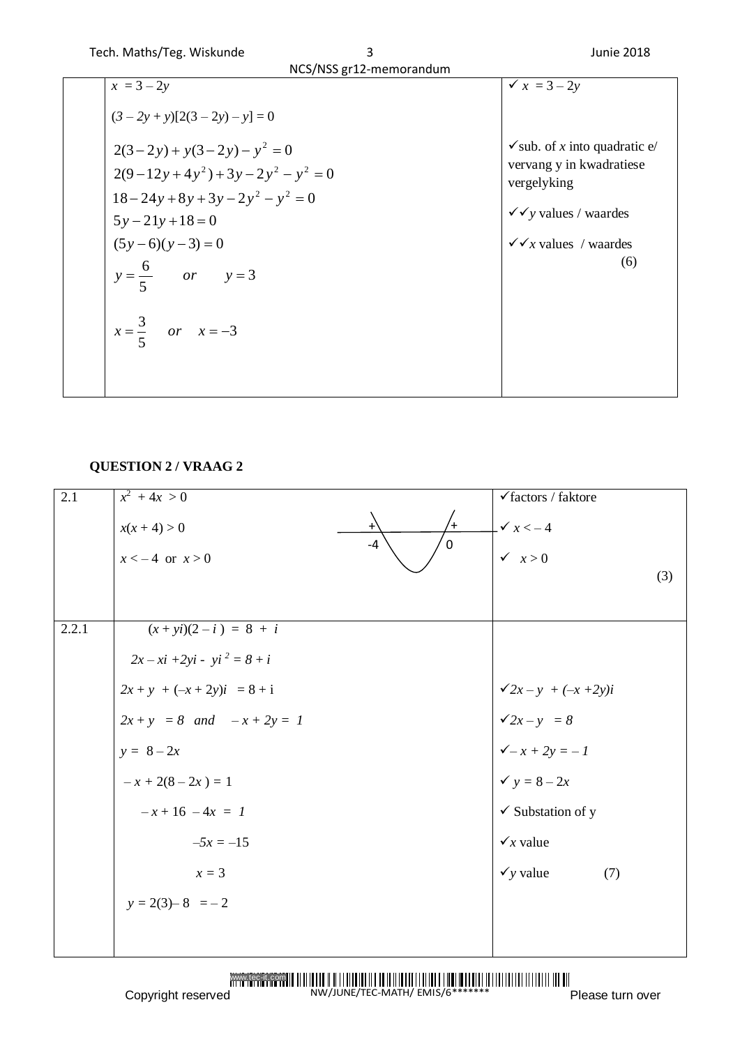| | | |
|---|---|---|
| | $x = 3 - 2y$<br><br>$(3 - 2y + y)[2(3 - 2y) - y] = 0$<br><br>$2(3-2y) + y(3-2y) - y^2 = 0$<br>$2(9-12y+4y^2) + 3y - 2y^2 - y^2 = 0$<br>$18 - 24y + 8y + 3y - 2y^2 - y^2 = 0$<br>$5y - 21y + 18 = 0$<br>$(5y-6)(y-3) = 0$<br>$y = \frac{6}{5} \quad or \quad y = 3$<br><br>$x = \frac{3}{5} \quad or \quad x = -3$ | ✓ $x = 3 - 2y$<br><br>✓sub. of $x$ into quadratic e/ vervang y in kwadratiese vergelyking<br><br>✓✓$y$ values / waardes<br><br>✓✓$x$ values / waardes<br>(6) |

## QUESTION 2 / VRAAG 2

| | | |
|---|---|---|
| 2.1 | $x^2 + 4x > 0$<br><br>$x(x + 4) > 0$<br><br>$x < -4$ or $x > 0$<br><br>(Sign diagram: + at $-4$, + at $0$) | ✓factors / faktore<br><br>✓ $x < -4$<br><br>✓ $x > 0$<br>(3) |
| 2.2.1 | $(x + yi)(2 - i) = 8 + i$<br><br>$2x - xi + 2yi - yi^2 = 8 + i$<br><br>$2x + y + (-x + 2y)i = 8 + i$<br><br>$2x + y = 8$ and $-x + 2y = 1$<br><br>$y = 8 - 2x$<br><br>$-x + 2(8 - 2x) = 1$<br><br>$-x + 16 - 4x = 1$<br><br>$-5x = -15$<br><br>$x = 3$<br><br>$y = 2(3) - 8 = -2$ | ✓$2x - y + (-x + 2y)i$<br><br>✓$2x - y = 8$<br><br>✓$-x + 2y = -1$<br><br>✓ $y = 8 - 2x$<br><br>✓ Substation of y<br><br>✓$x$ value<br><br>✓$y$ value (7) |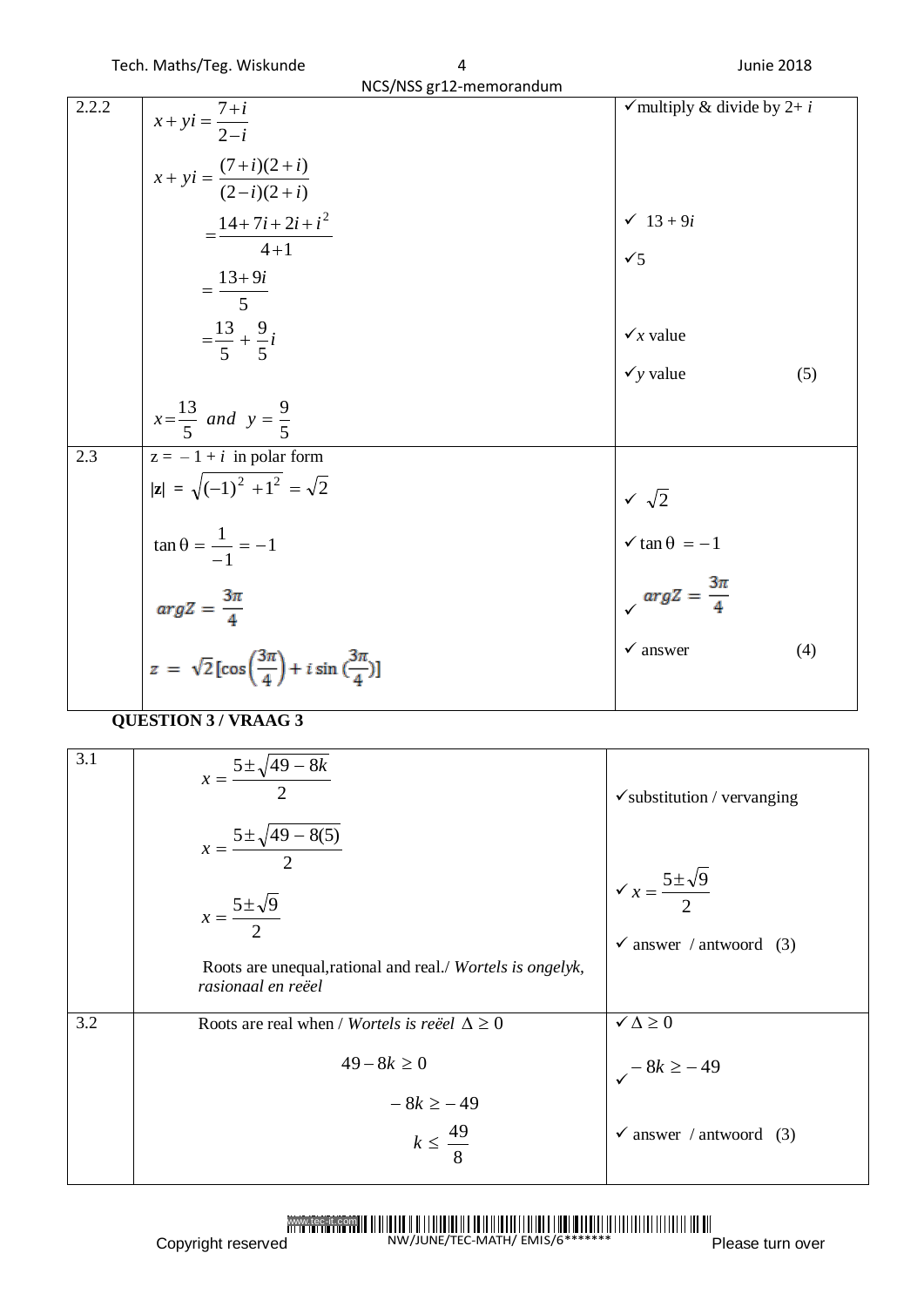| | | |
|---|---|---|
| 2.2.2 | $x+yi=\dfrac{7+i}{2-i}$<br>$x+yi=\dfrac{(7+i)(2+i)}{(2-i)(2+i)}$<br>$=\dfrac{14+7i+2i+i^2}{4+1}$<br>$=\dfrac{13+9i}{5}$<br>$=\dfrac{13}{5}+\dfrac{9}{5}i$<br>$x=\dfrac{13}{5}$ *and* $y=\dfrac{9}{5}$ | ✓multiply & divide by $2+i$<br>✓ $13+9i$<br>✓5<br>✓$x$ value<br>✓$y$ value (5) |
| 2.3 | $z=-1+i$ in polar form<br>$\lvert z \rvert=\sqrt{(-1)^2+1^2}=\sqrt{2}$<br>$\tan\theta=\dfrac{1}{-1}=-1$<br>$argZ=\dfrac{3\pi}{4}$<br>$z=\sqrt{2}[\cos\left(\dfrac{3\pi}{4}\right)+i\sin\left(\dfrac{3\pi}{4}\right)]$ | ✓ $\sqrt{2}$<br>✓$\tan\theta=-1$<br>✓ $argZ=\dfrac{3\pi}{4}$<br>✓ answer (4) |

**QUESTION 3 / VRAAG 3**

| | | |
|---|---|---|
| 3.1 | $x=\dfrac{5\pm\sqrt{49-8k}}{2}$<br>$x=\dfrac{5\pm\sqrt{49-8(5)}}{2}$<br>$x=\dfrac{5\pm\sqrt{9}}{2}$<br>Roots are unequal,rational and real./ *Wortels is ongelyk, rasionaal en reëel* | ✓substitution / vervanging<br>✓ $x=\dfrac{5\pm\sqrt{9}}{2}$<br>✓ answer / antwoord (3) |
| 3.2 | Roots are real when / *Wortels is reëel* $\Delta\geq 0$<br>$49-8k\geq 0$<br>$-8k\geq -49$<br>$k\leq\dfrac{49}{8}$ | ✓$\Delta\geq 0$<br>✓ $-8k\geq -49$<br>✓ answer / antwoord (3) |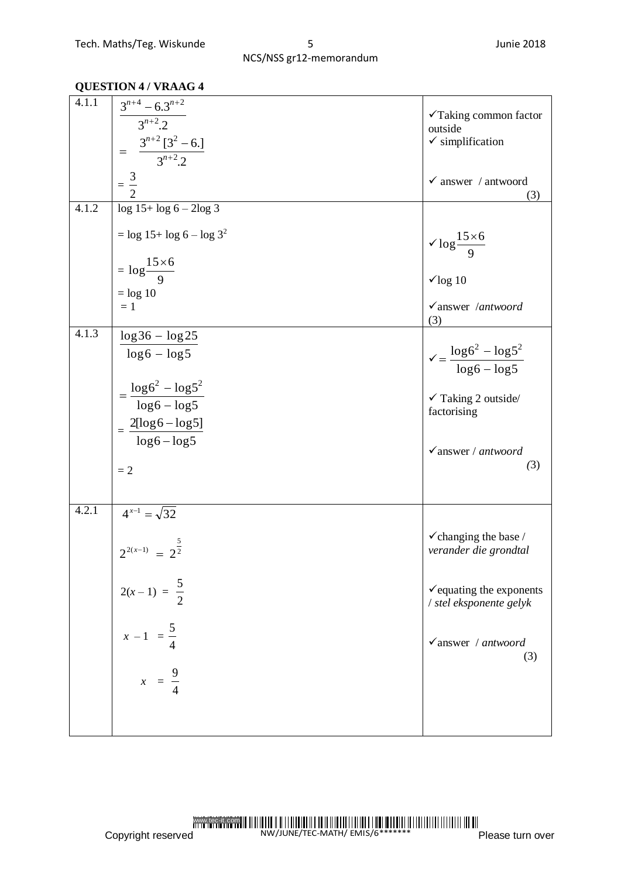## QUESTION 4 / VRAAG 4

| | | |
|---|---|---|
| 4.1.1 | $\dfrac{3^{n+4}-6.3^{n+2}}{3^{n+2}.2}$ <br> $= \dfrac{3^{n+2}[3^2-6.]}{3^{n+2}.2}$ <br> $= \dfrac{3}{2}$ | ✓Taking common factor outside <br> ✓ simplification <br> ✓ answer / antwoord (3) |
| 4.1.2 | $\log 15 + \log 6 - 2\log 3$ <br> $= \log 15 + \log 6 - \log 3^2$ <br> $= \log \dfrac{15 \times 6}{9}$ <br> $= \log 10$ <br> $= 1$ | ✓$\log \dfrac{15\times 6}{9}$ <br> ✓$\log 10$ <br> ✓answer /*antwoord* (3) |
| 4.1.3 | $\dfrac{\log 36 - \log 25}{\log 6 - \log 5}$ <br> $= \dfrac{\log 6^2 - \log 5^2}{\log 6 - \log 5}$ <br> $= \dfrac{2[\log 6 - \log 5]}{\log 6 - \log 5}$ <br> $= 2$ | ✓$= \dfrac{\log 6^2 - \log 5^2}{\log 6 - \log 5}$ <br> ✓ Taking 2 outside/ factorising <br> ✓answer / *antwoord* (3) |
| 4.2.1 | $4^{x-1} = \sqrt{32}$ <br> $2^{2(x-1)} = 2^{\frac{5}{2}}$ <br> $2(x-1) = \dfrac{5}{2}$ <br> $x - 1 = \dfrac{5}{4}$ <br> $x = \dfrac{9}{4}$ | ✓changing the base / *verander die grondtal* <br> ✓equating the exponents / *stel eksponente gelyk* <br> ✓answer / *antwoord* (3) |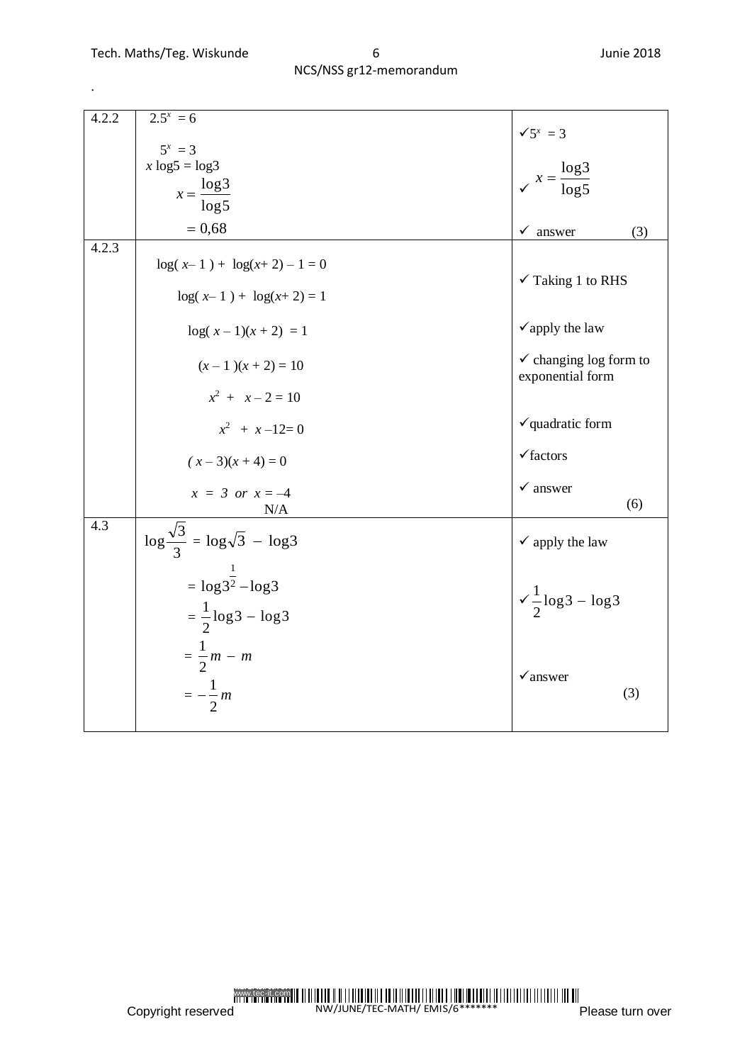| | | |
|---|---|---|
| 4.2.2 | $2.5^x = 6$<br><br>$5^x = 3$<br>$x\log5 = \log3$<br>$x = \dfrac{\log3}{\log5}$<br>$= 0{,}68$ | ✓$5^x = 3$<br><br>✓ $x = \dfrac{\log3}{\log5}$<br><br>✓ answer (3) |
| 4.2.3 | $\log(x-1) + \log(x+2) - 1 = 0$<br><br>$\log(x-1) + \log(x+2) = 1$<br><br>$\log(x-1)(x+2) = 1$<br><br>$(x-1)(x+2) = 10$<br><br>$x^2 + x - 2 = 10$<br><br>$x^2 + x - 12 = 0$<br><br>$(x-3)(x+4) = 0$<br><br>$x = 3$ or $x = -4$<br>N/A | ✓ Taking 1 to RHS<br><br>✓apply the law<br><br>✓ changing log form to exponential form<br><br>✓quadratic form<br><br>✓factors<br><br>✓ answer<br>(6) |
| 4.3 | $\log\dfrac{\sqrt{3}}{3} = \log\sqrt{3} - \log3$<br><br>$= \log3^{\frac{1}{2}} - \log3$<br>$= \dfrac{1}{2}\log3 - \log3$<br>$= \dfrac{1}{2}m - m$<br>$= -\dfrac{1}{2}m$ | ✓ apply the law<br><br>✓$\dfrac{1}{2}\log3 - \log3$<br><br>✓answer<br>(3) |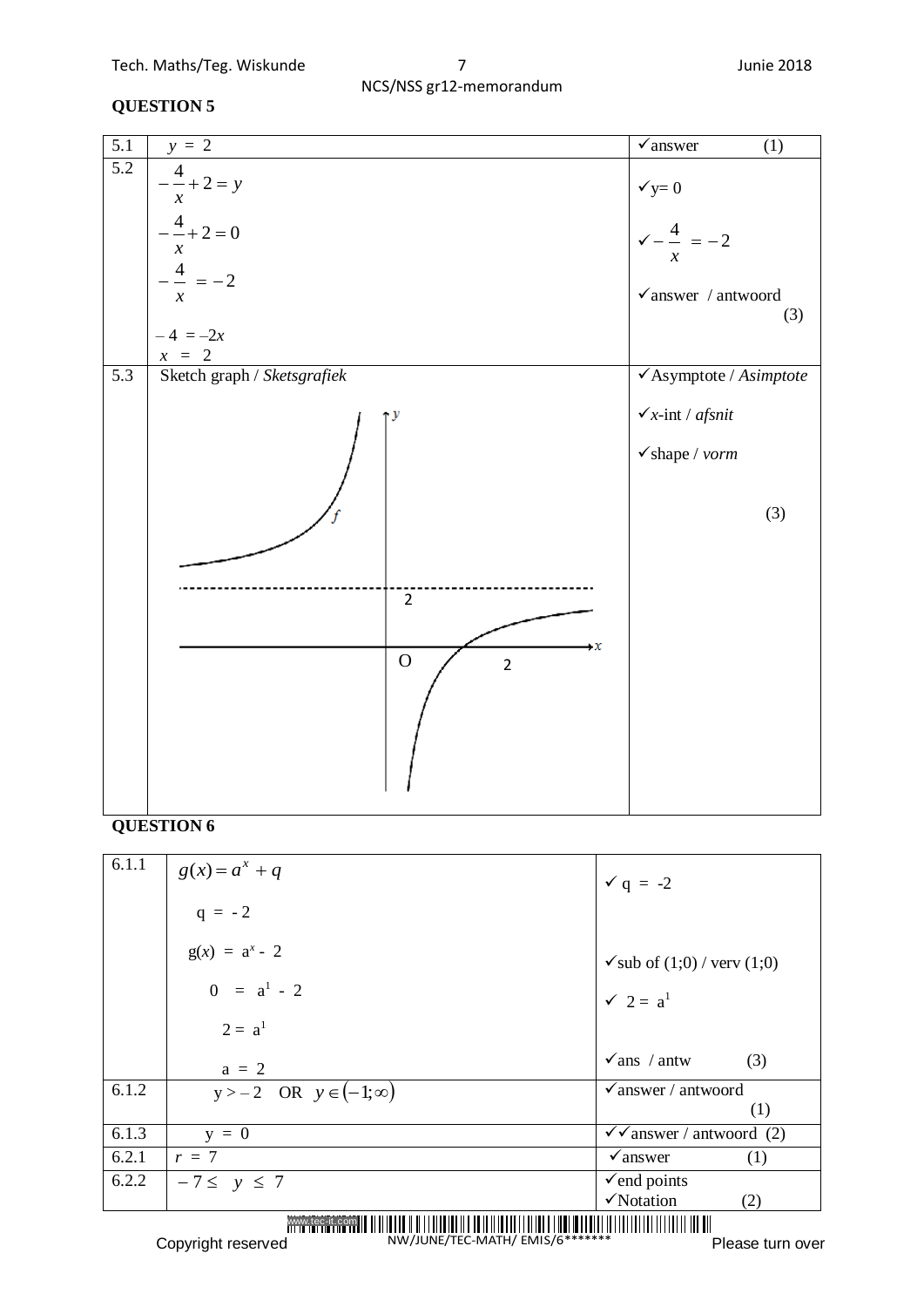## QUESTION 5

| | | |
|---|---|---|
| 5.1 | $y = 2$ | ✓answer (1) |
| 5.2 | $-\frac{4}{x}+2=y$<br>$-\frac{4}{x}+2=0$<br>$-\frac{4}{x} = -2$<br>$-4 = -2x$<br>$x = 2$ | ✓y= 0<br>✓$-\frac{4}{x} = -2$<br>✓answer / antwoord (3) |
| 5.3 | Sketch graph / *Sketsgrafiek* | ✓Asymptote / *Asimptote*<br>✓*x*-int / *afsnit*<br>✓shape / *vorm* (3) |

## QUESTION 6

| | | |
|---|---|---|
| 6.1.1 | $g(x) = a^x + q$<br>$q = -2$<br>$g(x) = a^x - 2$<br>$0 = a^1 - 2$<br>$2 = a^1$<br>$a = 2$ | ✓ q = -2<br>✓sub of (1;0) / verv (1;0)<br>✓ $2 = a^1$<br>✓ans / antw (3) |
| 6.1.2 | $y > -2$ OR $y \in (-1;\infty)$ | ✓answer / antwoord (1) |
| 6.1.3 | $y = 0$ | ✓✓answer / antwoord (2) |
| 6.2.1 | $r = 7$ | ✓answer (1) |
| 6.2.2 | $-7 \leq y \leq 7$ | ✓end points<br>✓Notation (2) |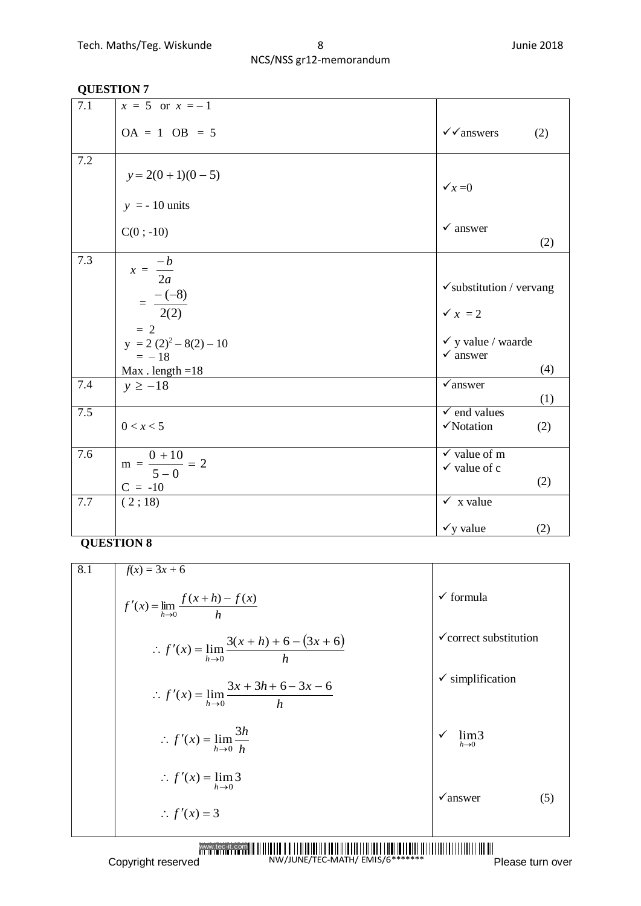## QUESTION 7

| | | |
|---|---|---|
| 7.1 | $x = 5$ or $x = -1$<br><br>OA = 1 OB = 5 | ✓✓answers (2) |
| 7.2 | $y = 2(0+1)(0-5)$<br><br>$y = -10$ units<br><br>C(0 ; -10) | ✓$x = 0$<br><br>✓ answer (2) |
| 7.3 | $x = \dfrac{-b}{2a}$<br><br>$= \dfrac{-(-8)}{2(2)}$<br><br>$= 2$<br><br>$y = 2(2)^2 - 8(2) - 10$<br><br>$= -18$<br><br>Max . length =18 | ✓substitution / vervang<br><br>✓ $x = 2$<br><br>✓ y value / waarde<br><br>✓ answer (4) |
| 7.4 | $y \geq -18$ | ✓answer (1) |
| 7.5 | $0 < x < 5$ | ✓ end values<br><br>✓Notation (2) |
| 7.6 | $m = \dfrac{0+10}{5-0} = 2$<br><br>C = -10 | ✓ value of m<br><br>✓ value of c (2) |
| 7.7 | ( 2 ; 18) | ✓ x value<br><br>✓y value (2) |

## QUESTION 8

| | | |
|---|---|---|
| 8.1 | $f(x) = 3x + 6$<br><br>$f'(x) = \lim\limits_{h \to 0} \dfrac{f(x+h) - f(x)}{h}$<br><br>$\therefore f'(x) = \lim\limits_{h \to 0} \dfrac{3(x+h) + 6 - (3x+6)}{h}$<br><br>$\therefore f'(x) = \lim\limits_{h \to 0} \dfrac{3x + 3h + 6 - 3x - 6}{h}$<br><br>$\therefore f'(x) = \lim\limits_{h \to 0} \dfrac{3h}{h}$<br><br>$\therefore f'(x) = \lim\limits_{h \to 0} 3$<br><br>$\therefore f'(x) = 3$ | ✓ formula<br><br>✓correct substitution<br><br>✓ simplification<br><br>✓ $\lim\limits_{h \to 0} 3$<br><br>✓answer (5) |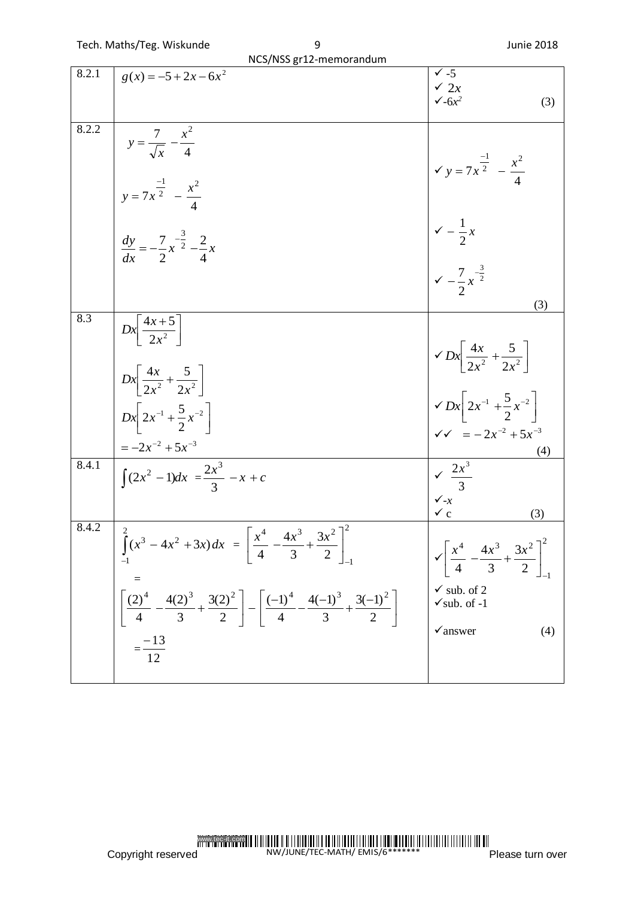| | | |
|---|---|---|
| 8.2.1 | $g(x) = -5 + 2x - 6x^2$ | ✓ -5<br>✓ $2x$<br>✓ $-6x^2$ (3) |
| 8.2.2 | $y = \frac{7}{\sqrt{x}} - \frac{x^2}{4}$<br><br>$y = 7x^{\frac{-1}{2}} - \frac{x^2}{4}$<br><br>$\frac{dy}{dx} = -\frac{7}{2}x^{-\frac{3}{2}} - \frac{2}{4}x$ | ✓ $y = 7x^{\frac{-1}{2}} - \frac{x^2}{4}$<br><br>✓ $-\frac{1}{2}x$<br><br>✓ $-\frac{7}{2}x^{-\frac{3}{2}}$<br><br>(3) |
| 8.3 | $Dx\left[\frac{4x+5}{2x^2}\right]$<br><br>$Dx\left[\frac{4x}{2x^2} + \frac{5}{2x^2}\right]$<br><br>$Dx\left[2x^{-1} + \frac{5}{2}x^{-2}\right]$<br><br>$= -2x^{-2} + 5x^{-3}$ | ✓ $Dx\left[\frac{4x}{2x^2} + \frac{5}{2x^2}\right]$<br><br>✓ $Dx\left[2x^{-1} + \frac{5}{2}x^{-2}\right]$<br><br>✓✓ $= -2x^{-2} + 5x^{-3}$ (4) |
| 8.4.1 | $\int(2x^2 - 1)dx = \frac{2x^3}{3} - x + c$ | ✓ $\frac{2x^3}{3}$<br>✓ $-x$<br>✓ c (3) |
| 8.4.2 | $\int_{-1}^{2}(x^3 - 4x^2 + 3x)\,dx = \left[\frac{x^4}{4} - \frac{4x^3}{3} + \frac{3x^2}{2}\right]_{-1}^{2}$<br><br>$=$<br><br>$\left[\frac{(2)^4}{4} - \frac{4(2)^3}{3} + \frac{3(2)^2}{2}\right] - \left[\frac{(-1)^4}{4} - \frac{4(-1)^3}{3} + \frac{3(-1)^2}{2}\right]$<br><br>$= \frac{-13}{12}$ | ✓ $\left[\frac{x^4}{4} - \frac{4x^3}{3} + \frac{3x^2}{2}\right]_{-1}^{2}$<br><br>✓ sub. of 2<br>✓ sub. of -1<br><br>✓ answer (4) |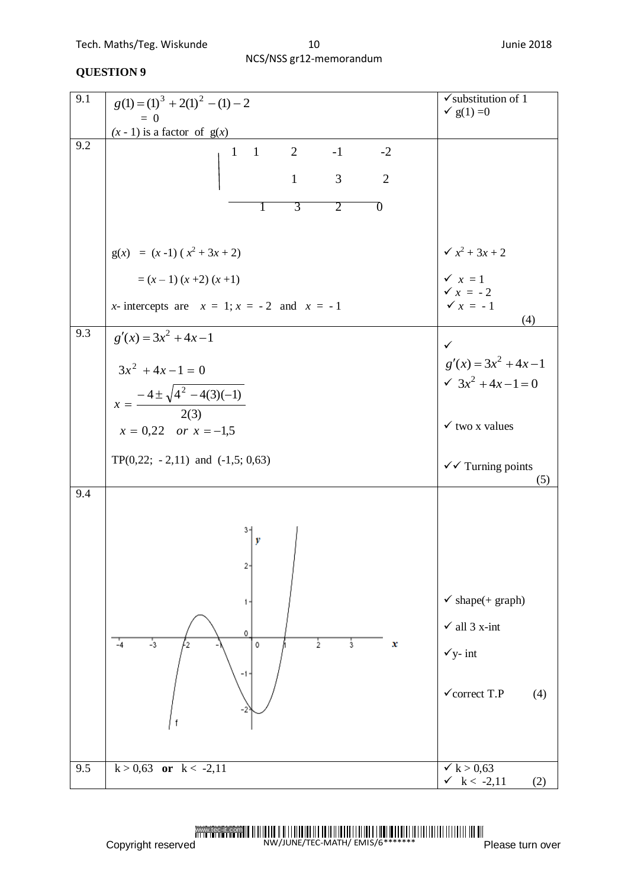## QUESTION 9

| | | |
|---|---|---|
| 9.1 | $g(1) = (1)^3 + 2(1)^2 - (1) - 2$ <br> $= 0$ <br> $(x - 1)$ is a factor of $g(x)$ | ✓substitution of 1 <br> ✓ g(1) =0 |
| 9.2 | Synthetic division: <br> $1 \mid 1 \quad 2 \quad -1 \quad -2$ <br> $\quad\quad\quad\;\; 1 \quad\;\; 3 \quad\;\; 2$ <br> $\quad\;\; 1 \quad 3 \quad\;\; 2 \quad\;\; 0$ <br><br> $g(x) = (x - 1)(x^2 + 3x + 2)$ <br> $= (x - 1)(x + 2)(x + 1)$ <br> $x$- intercepts are $x = 1$; $x = -2$ and $x = -1$ | ✓ $x^2 + 3x + 2$ <br> ✓ $x = 1$ <br> ✓ $x = -2$ <br> ✓ $x = -1$ <br> (4) |
| 9.3 | $g'(x) = 3x^2 + 4x - 1$ <br> $3x^2 + 4x - 1 = 0$ <br> $x = \dfrac{-4 \pm \sqrt{4^2 - 4(3)(-1)}}{2(3)}$ <br> $x = 0{,}22 \quad or \quad x = -1{,}5$ <br> TP(0,22; - 2,11) and (-1,5; 0,63) | ✓ $g'(x) = 3x^2 + 4x - 1$ <br> ✓ $3x^2 + 4x - 1 = 0$ <br> ✓ two x values <br> ✓✓ Turning points <br> (5) |
| 9.4 | [Graph of cubic $f$ with x-intercepts at $-2$, $-1$ and $1$, y-intercept $-2$, local maximum between $-2$ and $-1$, local minimum near $x = 0{,}22$; axes labelled $x$ and $y$] | ✓ shape(+ graph) <br> ✓ all 3 x-int <br> ✓y- int <br> ✓correct T.P (4) |
| 9.5 | k > 0,63 **or** k < -2,11 | ✓ k > 0,63 <br> ✓ k < -2,11 (2) |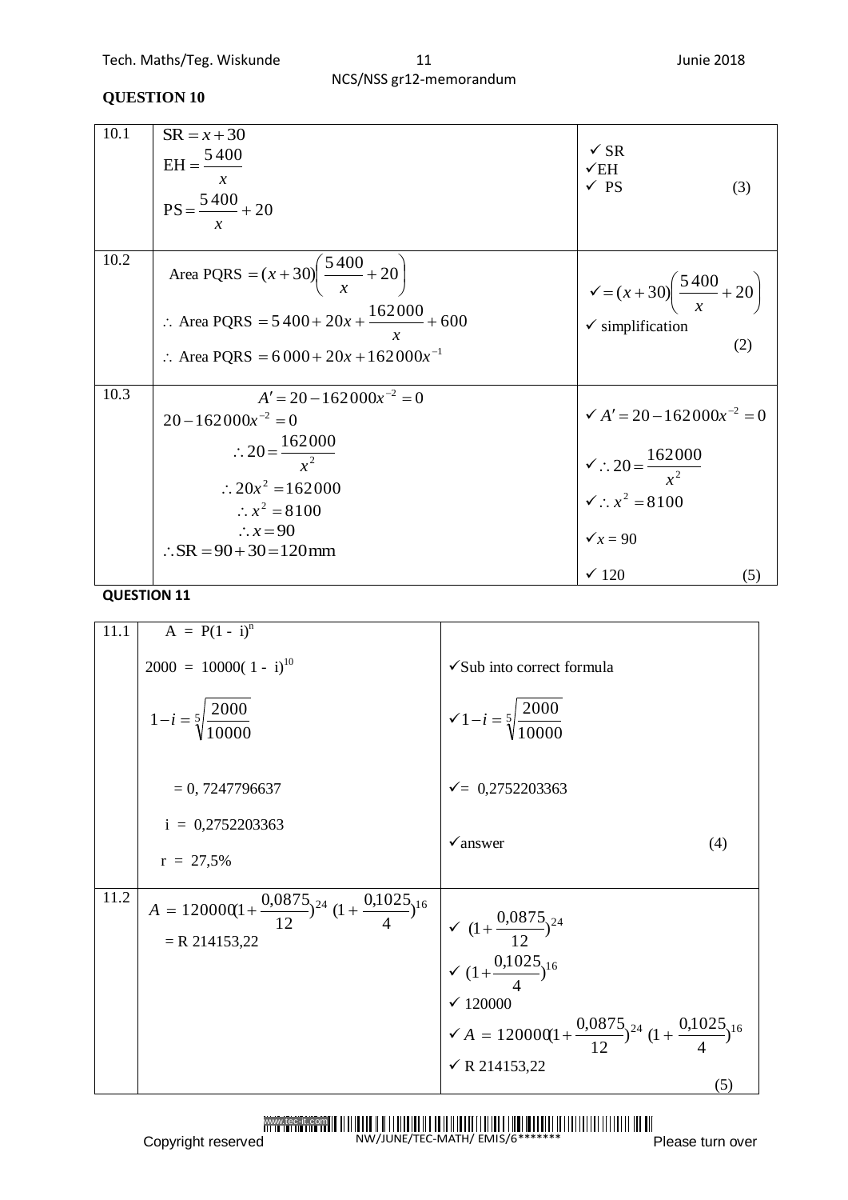**QUESTION 10**

| | | |
|---|---|---|
| 10.1 | $\text{SR} = x + 30$<br>$\text{EH} = \dfrac{5\,400}{x}$<br>$\text{PS} = \dfrac{5\,400}{x} + 20$ | ✓ SR<br>✓EH<br>✓ PS (3) |
| 10.2 | Area PQRS $= (x+30)\left(\dfrac{5\,400}{x} + 20\right)$<br>$\therefore$ Area PQRS $= 5\,400 + 20x + \dfrac{162\,000}{x} + 600$<br>$\therefore$ Area PQRS $= 6\,000 + 20x + 162\,000x^{-1}$ | ✓$= (x+30)\left(\dfrac{5\,400}{x} + 20\right)$<br>✓ simplification (2) |
| 10.3 | $A' = 20 - 162\,000x^{-2} = 0$<br>$20 - 162\,000x^{-2} = 0$<br>$\therefore 20 = \dfrac{162\,000}{x^2}$<br>$\therefore 20x^2 = 162\,000$<br>$\therefore x^2 = 8100$<br>$\therefore x = 90$<br>$\therefore \text{SR} = 90 + 30 = 120\,\text{mm}$ | ✓ $A' = 20 - 162\,000x^{-2} = 0$<br>✓$\therefore 20 = \dfrac{162\,000}{x^2}$<br>✓$\therefore x^2 = 8100$<br>✓$x = 90$<br>✓ 120 (5) |

**QUESTION 11**

| | | |
|---|---|---|
| 11.1 | $A = P(1 - i)^n$<br>$2000 = 10000(1 - i)^{10}$<br>$1 - i = \sqrt[5]{\dfrac{2000}{10000}}$<br>$= 0,7247796637$<br>$i = 0,2752203363$<br>$r = 27,5\%$ | ✓Sub into correct formula<br>✓$1 - i = \sqrt[5]{\dfrac{2000}{10000}}$<br>✓$= 0,2752203363$<br>✓answer (4) |
| 11.2 | $A = 120000(1 + \dfrac{0,0875}{12})^{24}\,(1 + \dfrac{0,1025}{4})^{16}$<br>$=$ R 214153,22 | ✓ $(1 + \dfrac{0,0875}{12})^{24}$<br>✓ $(1 + \dfrac{0,1025}{4})^{16}$<br>✓ 120000<br>✓ $A = 120000(1 + \dfrac{0,0875}{12})^{24}\,(1 + \dfrac{0,1025}{4})^{16}$<br>✓ R 214153,22 (5) |